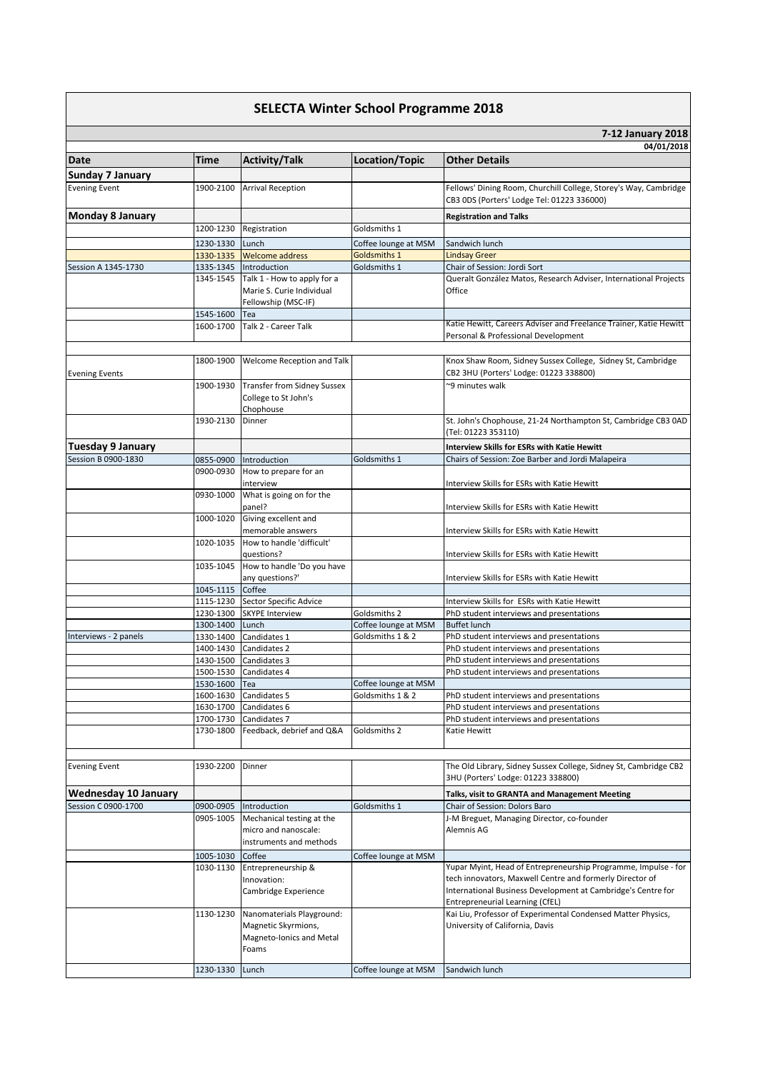# SELECTA Winter School Programme 2018

**7-12 January 2018**

**04/01/2018**

| Date | Time | Activity/Talk | Location/Topic | Other Details |
|---|---|---|---|---|
| **Sunday 7 January** | | | | |
| Evening Event | 1900-2100 | Arrival Reception | | Fellows' Dining Room, Churchill College, Storey's Way, Cambridge CB3 0DS (Porters' Lodge Tel: 01223 336000) |
| **Monday 8 January** | | | | **Registration and Talks** |
| | 1200-1230 | Registration | Goldsmiths 1 | |
| | 1230-1330 | Lunch | Coffee lounge at MSM | Sandwich lunch |
| | 1330-1335 | Welcome address | Goldsmiths 1 | Lindsay Greer |
| Session A 1345-1730 | 1335-1345 | Introduction | Goldsmiths 1 | Chair of Session: Jordi Sort |
| | 1345-1545 | Talk 1 - How to apply for a Marie S. Curie Individual Fellowship (MSC-IF) | | Queralt González Matos, Research Adviser, International Projects Office |
| | 1545-1600 | Tea | | |
| | 1600-1700 | Talk 2 - Career Talk | | Katie Hewitt, Careers Adviser and Freelance Trainer, Katie Hewitt Personal & Professional Development |
| Evening Events | 1800-1900 | Welcome Reception and Talk | | Knox Shaw Room, Sidney Sussex College, Sidney St, Cambridge CB2 3HU (Porters' Lodge: 01223 338800) |
| | 1900-1930 | Transfer from Sidney Sussex College to St John's Chophouse | | ~9 minutes walk |
| | 1930-2130 | Dinner | | St. John's Chophouse, 21-24 Northampton St, Cambridge CB3 0AD (Tel: 01223 353110) |
| **Tuesday 9 January** | | | | **Interview Skills for ESRs with Katie Hewitt** |
| Session B 0900-1830 | 0855-0900 | Introduction | Goldsmiths 1 | Chairs of Session: Zoe Barber and Jordi Malapeira |
| | 0900-0930 | How to prepare for an interview | | Interview Skills for ESRs with Katie Hewitt |
| | 0930-1000 | What is going on for the panel? | | Interview Skills for ESRs with Katie Hewitt |
| | 1000-1020 | Giving excellent and memorable answers | | Interview Skills for ESRs with Katie Hewitt |
| | 1020-1035 | How to handle 'difficult' questions? | | Interview Skills for ESRs with Katie Hewitt |
| | 1035-1045 | How to handle 'Do you have any questions?' | | Interview Skills for ESRs with Katie Hewitt |
| | 1045-1115 | Coffee | | |
| | 1115-1230 | Sector Specific Advice | | Interview Skills for ESRs with Katie Hewitt |
| | 1230-1300 | SKYPE Interview | Goldsmiths 2 | PhD student interviews and presentations |
| | 1300-1400 | Lunch | Coffee lounge at MSM | Buffet lunch |
| Interviews - 2 panels | 1330-1400 | Candidates 1 | Goldsmiths 1 & 2 | PhD student interviews and presentations |
| | 1400-1430 | Candidates 2 | | PhD student interviews and presentations |
| | 1430-1500 | Candidates 3 | | PhD student interviews and presentations |
| | 1500-1530 | Candidates 4 | | PhD student interviews and presentations |
| | 1530-1600 | Tea | Coffee lounge at MSM | |
| | 1600-1630 | Candidates 5 | Goldsmiths 1 & 2 | PhD student interviews and presentations |
| | 1630-1700 | Candidates 6 | | PhD student interviews and presentations |
| | 1700-1730 | Candidates 7 | | PhD student interviews and presentations |
| | 1730-1800 | Feedback, debrief and Q&A | Goldsmiths 2 | Katie Hewitt |
| Evening Event | 1930-2200 | Dinner | | The Old Library, Sidney Sussex College, Sidney St, Cambridge CB2 3HU (Porters' Lodge: 01223 338800) |
| **Wednesday 10 January** | | | | **Talks, visit to GRANTA and Management Meeting** |
| Session C 0900-1700 | 0900-0905 | Introduction | Goldsmiths 1 | Chair of Session: Dolors Baro |
| | 0905-1005 | Mechanical testing at the micro and nanoscale: instruments and methods | | J-M Breguet, Managing Director, co-founder Alemnis AG |
| | 1005-1030 | Coffee | Coffee lounge at MSM | |
| | 1030-1130 | Entrepreneurship & Innovation: Cambridge Experience | | Yupar Myint, Head of Entrepreneurship Programme, Impulse - for tech innovators, Maxwell Centre and formerly Director of International Business Development at Cambridge's Centre for Entrepreneurial Learning (CfEL) |
| | 1130-1230 | Nanomaterials Playground: Magnetic Skyrmions, Magneto-Ionics and Metal Foams | | Kai Liu, Professor of Experimental Condensed Matter Physics, University of California, Davis |
| | 1230-1330 | Lunch | Coffee lounge at MSM | Sandwich lunch |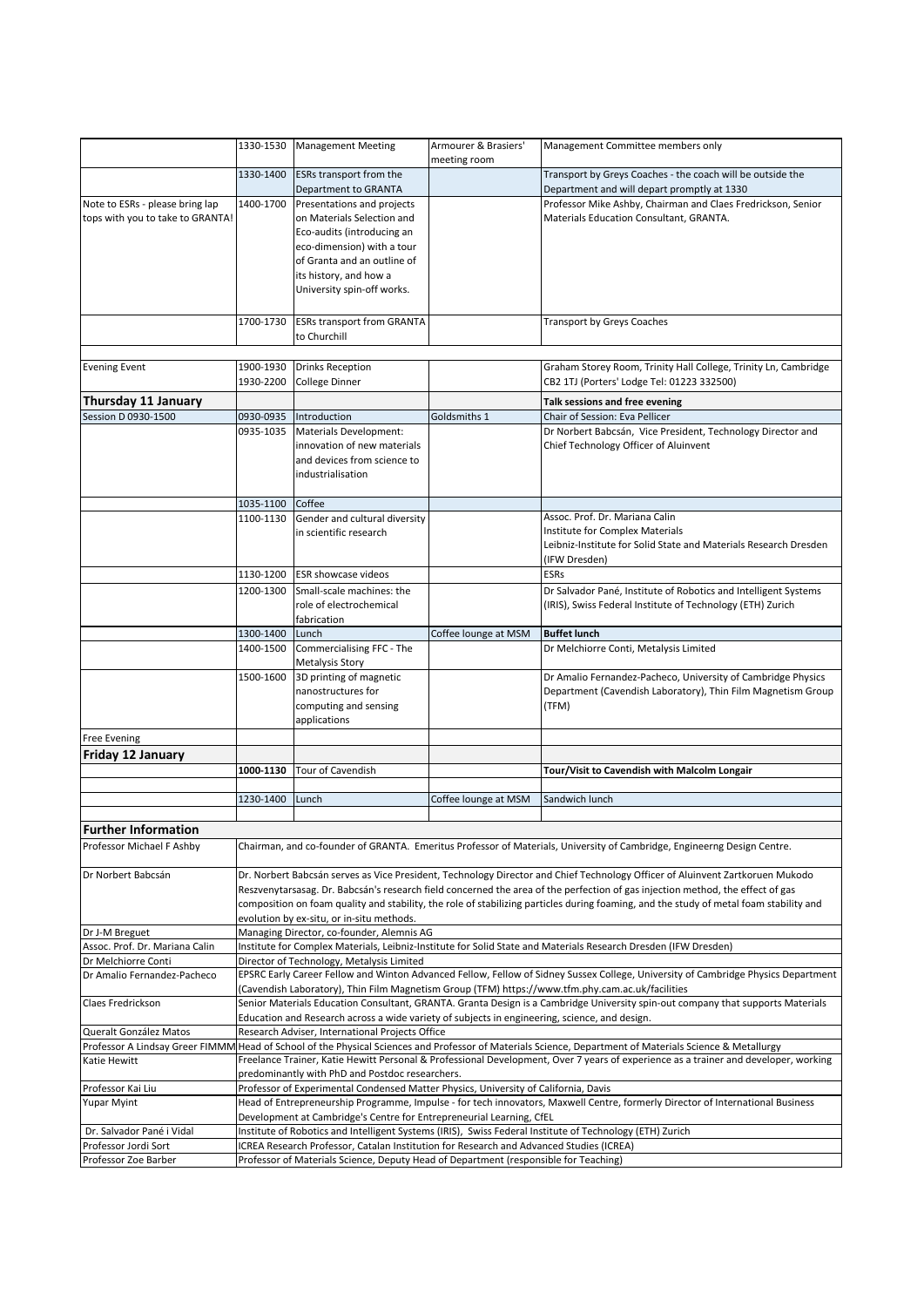| | | | | |
|---|---|---|---|---|
| | 1330-1530 | Management Meeting | Armourer & Brasiers' meeting room | Management Committee members only |
| | 1330-1400 | ESRs transport from the Department to GRANTA | | Transport by Greys Coaches - the coach will be outside the Department and will depart promptly at 1330 |
| Note to ESRs - please bring lap tops with you to take to GRANTA! | 1400-1700 | Presentations and projects on Materials Selection and Eco-audits (introducing an eco-dimension) with a tour of Granta and an outline of its history, and how a University spin-off works. | | Professor Mike Ashby, Chairman and Claes Fredrickson, Senior Materials Education Consultant, GRANTA. |
| | 1700-1730 | ESRs transport from GRANTA to Churchill | | Transport by Greys Coaches |
| | | | | |
| Evening Event | 1900-1930 | Drinks Reception | | Graham Storey Room, Trinity Hall College, Trinity Ln, Cambridge CB2 1TJ (Porters' Lodge Tel: 01223 332500) |
| | 1930-2200 | College Dinner | | |
| **Thursday 11 January** | | | | **Talk sessions and free evening** |
| Session D 0930-1500 | 0930-0935 | Introduction | Goldsmiths 1 | Chair of Session: Eva Pellicer |
| | 0935-1035 | Materials Development: innovation of new materials and devices from science to industrialisation | | Dr Norbert Babcsán, Vice President, Technology Director and Chief Technology Officer of Aluinvent |
| | 1035-1100 | Coffee | | |
| | 1100-1130 | Gender and cultural diversity in scientific research | | Assoc. Prof. Dr. Mariana Calin Institute for Complex Materials Leibniz-Institute for Solid State and Materials Research Dresden (IFW Dresden) |
| | 1130-1200 | ESR showcase videos | | ESRs |
| | 1200-1300 | Small-scale machines: the role of electrochemical fabrication | | Dr Salvador Pané, Institute of Robotics and Intelligent Systems (IRIS), Swiss Federal Institute of Technology (ETH) Zurich |
| | 1300-1400 | Lunch | Coffee lounge at MSM | **Buffet lunch** |
| | 1400-1500 | Commercialising FFC - The Metalysis Story | | Dr Melchiorre Conti, Metalysis Limited |
| | 1500-1600 | 3D printing of magnetic nanostructures for computing and sensing applications | | Dr Amalio Fernandez-Pacheco, University of Cambridge Physics Department (Cavendish Laboratory), Thin Film Magnetism Group (TFM) |
| Free Evening | | | | |
| **Friday 12 January** | | | | |
| | **1000-1130** | Tour of Cavendish | | **Tour/Visit to Cavendish with Malcolm Longair** |
| | | | | |
| | 1230-1400 | Lunch | Coffee lounge at MSM | Sandwich lunch |

## Further Information

| | |
|---|---|
| Professor Michael F Ashby | Chairman, and co-founder of GRANTA. Emeritus Professor of Materials, University of Cambridge, Engineerng Design Centre. |
| Dr Norbert Babcsán | Dr. Norbert Babcsán serves as Vice President, Technology Director and Chief Technology Officer of Aluinvent Zartkoruen Mukodo Reszvenytarsasag. Dr. Babcsán's research field concerned the area of the perfection of gas injection method, the effect of gas composition on foam quality and stability, the role of stabilizing particles during foaming, and the study of metal foam stability and evolution by ex-situ, or in-situ methods. |
| Dr J-M Breguet | Managing Director, co-founder, Alemnis AG |
| Assoc. Prof. Dr. Mariana Calin | Institute for Complex Materials, Leibniz-Institute for Solid State and Materials Research Dresden (IFW Dresden) |
| Dr Melchiorre Conti | Director of Technology, Metalysis Limited |
| Dr Amalio Fernandez-Pacheco | EPSRC Early Career Fellow and Winton Advanced Fellow, Fellow of Sidney Sussex College, University of Cambridge Physics Department (Cavendish Laboratory), Thin Film Magnetism Group (TFM) https://www.tfm.phy.cam.ac.uk/facilities |
| Claes Fredrickson | Senior Materials Education Consultant, GRANTA. Granta Design is a Cambridge University spin-out company that supports Materials Education and Research across a wide variety of subjects in engineering, science, and design. |
| Queralt González Matos | Research Adviser, International Projects Office |
| Professor A Lindsay Greer FIMMM | Head of School of the Physical Sciences and Professor of Materials Science, Department of Materials Science & Metallurgy |
| Katie Hewitt | Freelance Trainer, Katie Hewitt Personal & Professional Development, Over 7 years of experience as a trainer and developer, working predominantly with PhD and Postdoc researchers. |
| Professor Kai Liu | Professor of Experimental Condensed Matter Physics, University of California, Davis |
| Yupar Myint | Head of Entrepreneurship Programme, Impulse - for tech innovators, Maxwell Centre, formerly Director of International Business Development at Cambridge's Centre for Entrepreneurial Learning, CfEL |
| Dr. Salvador Pané i Vidal | Institute of Robotics and Intelligent Systems (IRIS), Swiss Federal Institute of Technology (ETH) Zurich |
| Professor Jordi Sort | ICREA Research Professor, Catalan Institution for Research and Advanced Studies (ICREA) |
| Professor Zoe Barber | Professor of Materials Science, Deputy Head of Department (responsible for Teaching) |